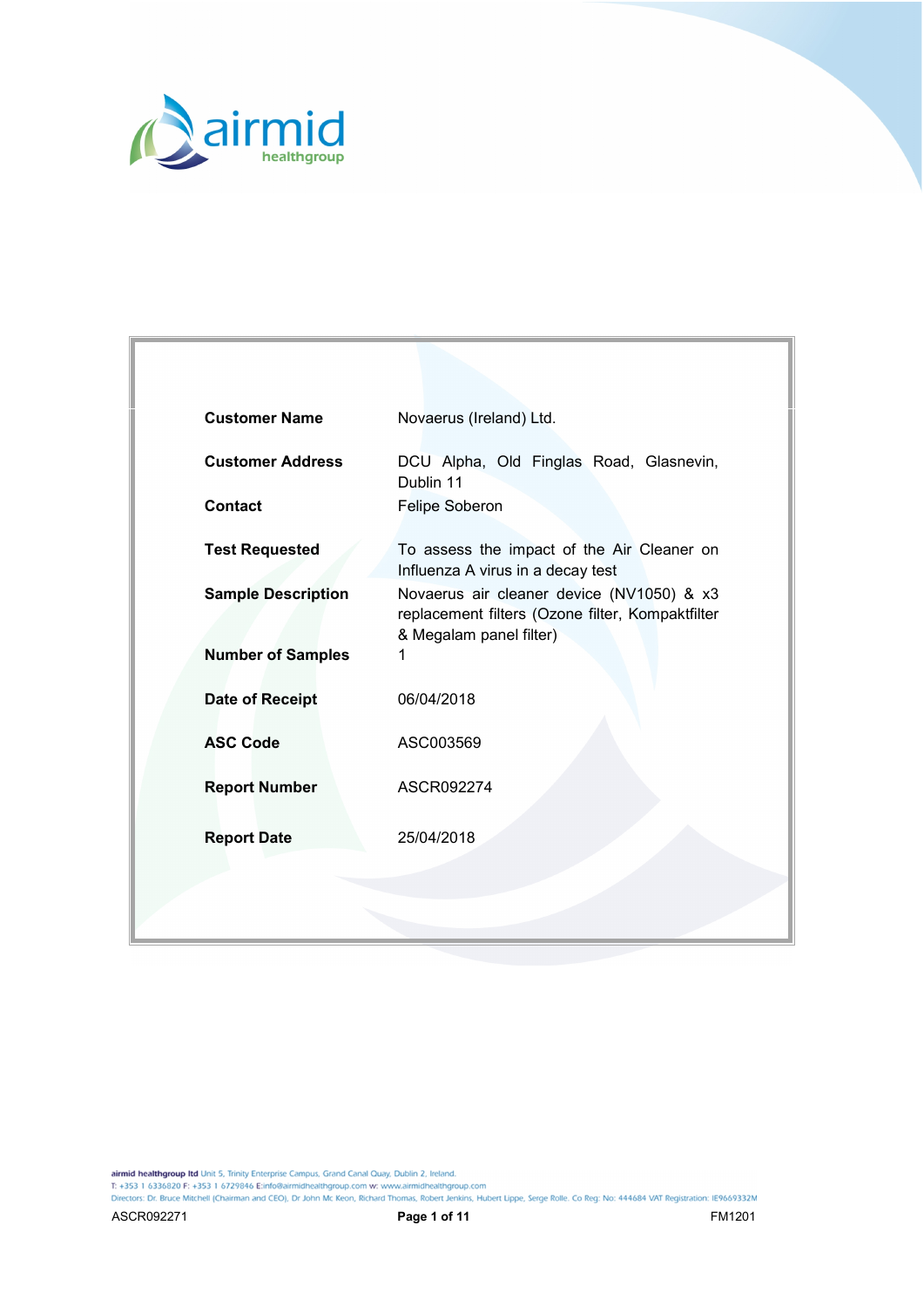| | |
|---|---|
| **Customer Name** | Novaerus (Ireland) Ltd. |
| **Customer Address** | DCU Alpha, Old Finglas Road, Glasnevin, Dublin 11 |
| **Contact** | Felipe Soberon |
| **Test Requested** | To assess the impact of the Air Cleaner on Influenza A virus in a decay test |
| **Sample Description** | Novaerus air cleaner device (NV1050) & x3 replacement filters (Ozone filter, Kompaktfilter & Megalam panel filter) |
| **Number of Samples** | 1 |
| **Date of Receipt** | 06/04/2018 |
| **ASC Code** | ASC003569 |
| **Report Number** | ASCR092274 |
| **Report Date** | 25/04/2018 |

**airmid healthgroup ltd** Unit 5, Trinity Enterprise Campus, Grand Canal Quay, Dublin 2, Ireland.
T: +353 1 6336820 F: +353 1 6729846 E:info@airmidhealthgroup.com w: www.airmidhealthgroup.com
Directors: Dr. Bruce Mitchell (Chairman and CEO), Dr John Mc Keon, Richard Thomas, Robert Jenkins, Hubert Lippe, Serge Rolle. Co Reg: No: 444684 VAT Registration: IE9669332M

ASCR092271 FM1201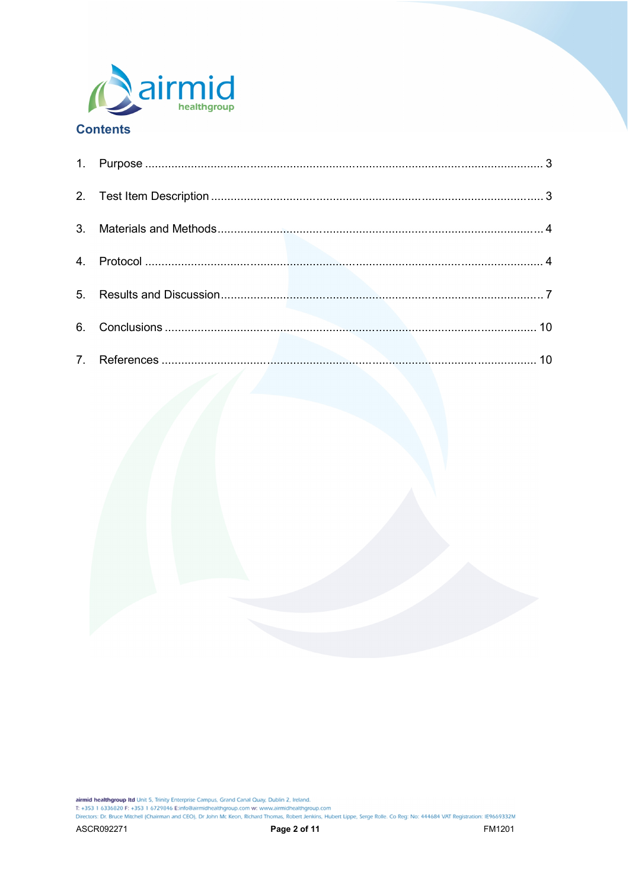## Contents

1. Purpose ........................................................................................................ 3
2. Test Item Description .................................................................................. 3
3. Materials and Methods ................................................................................ 4
4. Protocol ........................................................................................................ 4
5. Results and Discussion ............................................................................... 7
6. Conclusions ................................................................................................ 10
7. References ................................................................................................. 10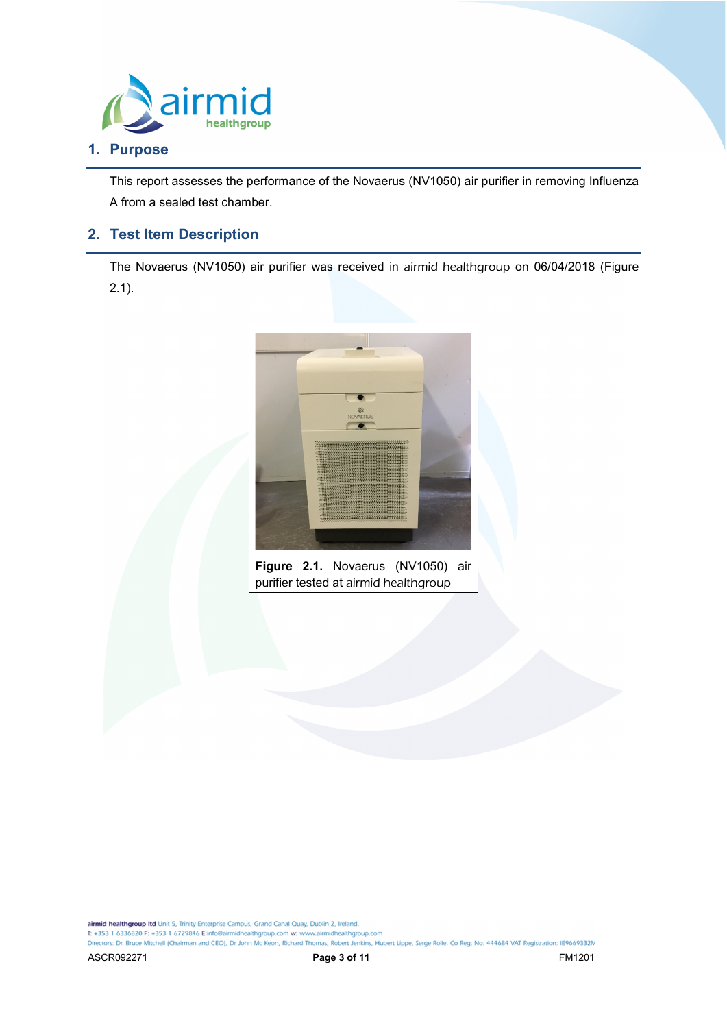## 1. Purpose

This report assesses the performance of the Novaerus (NV1050) air purifier in removing Influenza A from a sealed test chamber.

## 2. Test Item Description

The Novaerus (NV1050) air purifier was received in *airmid healthgroup* on 06/04/2018 (Figure 2.1).

**Figure 2.1.** Novaerus (NV1050) air purifier tested at *airmid healthgroup*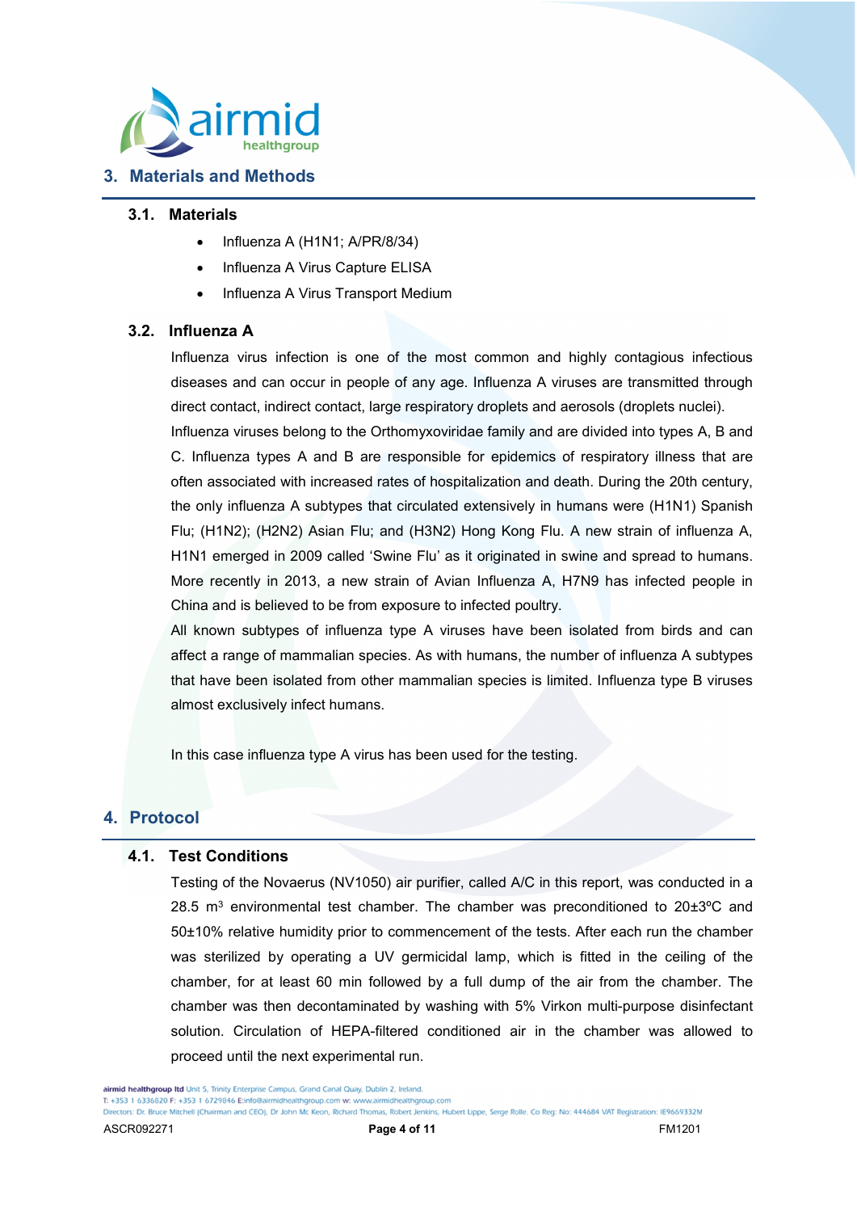## 3. Materials and Methods

### 3.1. Materials

- Influenza A (H1N1; A/PR/8/34)
- Influenza A Virus Capture ELISA
- Influenza A Virus Transport Medium

### 3.2. Influenza A

Influenza virus infection is one of the most common and highly contagious infectious diseases and can occur in people of any age. Influenza A viruses are transmitted through direct contact, indirect contact, large respiratory droplets and aerosols (droplets nuclei). Influenza viruses belong to the Orthomyxoviridae family and are divided into types A, B and C. Influenza types A and B are responsible for epidemics of respiratory illness that are often associated with increased rates of hospitalization and death. During the 20th century, the only influenza A subtypes that circulated extensively in humans were (H1N1) Spanish Flu; (H1N2); (H2N2) Asian Flu; and (H3N2) Hong Kong Flu. A new strain of influenza A, H1N1 emerged in 2009 called 'Swine Flu' as it originated in swine and spread to humans. More recently in 2013, a new strain of Avian Influenza A, H7N9 has infected people in China and is believed to be from exposure to infected poultry.

All known subtypes of influenza type A viruses have been isolated from birds and can affect a range of mammalian species. As with humans, the number of influenza A subtypes that have been isolated from other mammalian species is limited. Influenza type B viruses almost exclusively infect humans.

In this case influenza type A virus has been used for the testing.

## 4. Protocol

### 4.1. Test Conditions

Testing of the Novaerus (NV1050) air purifier, called A/C in this report, was conducted in a 28.5 $m^3$ environmental test chamber. The chamber was preconditioned to 20±3ºC and 50±10% relative humidity prior to commencement of the tests. After each run the chamber was sterilized by operating a UV germicidal lamp, which is fitted in the ceiling of the chamber, for at least 60 min followed by a full dump of the air from the chamber. The chamber was then decontaminated by washing with 5% Virkon multi-purpose disinfectant solution. Circulation of HEPA-filtered conditioned air in the chamber was allowed to proceed until the next experimental run.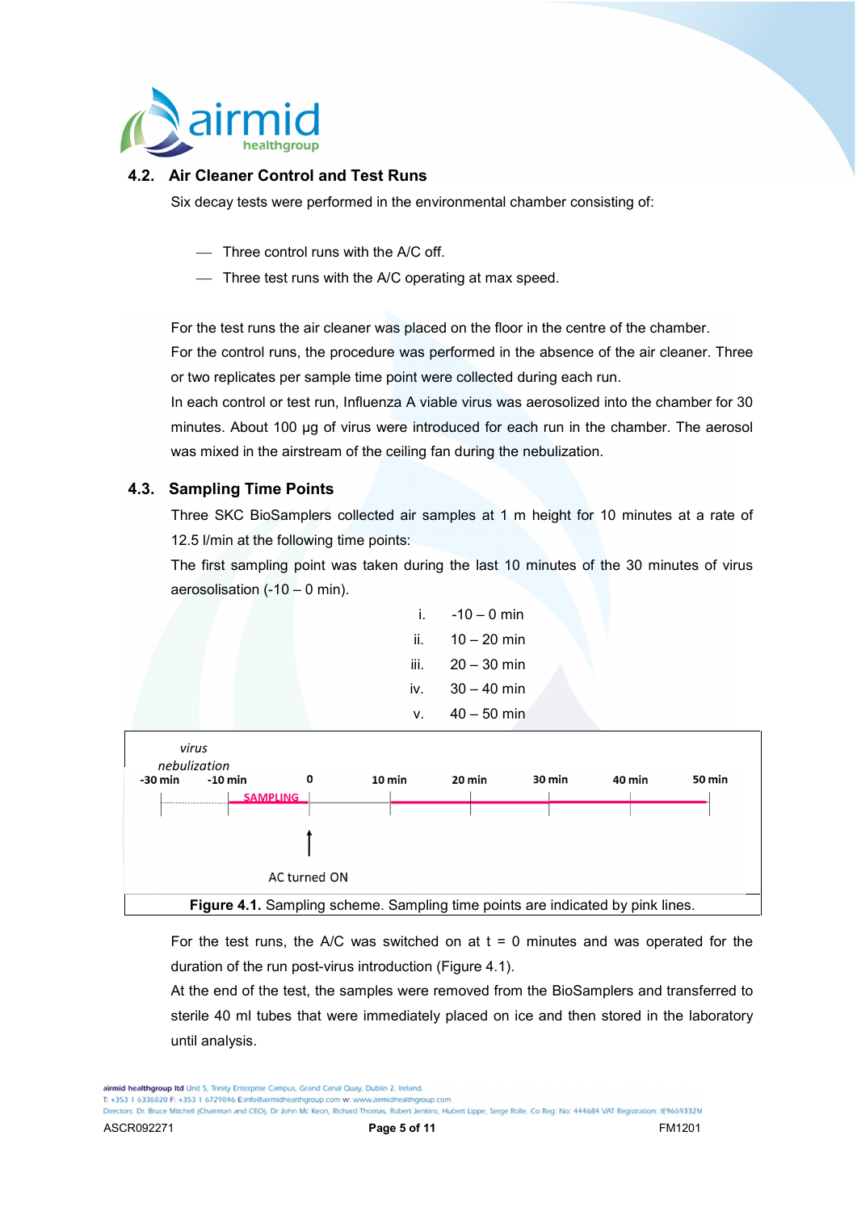## 4.2. Air Cleaner Control and Test Runs

Six decay tests were performed in the environmental chamber consisting of:

- Three control runs with the A/C off.
- Three test runs with the A/C operating at max speed.

For the test runs the air cleaner was placed on the floor in the centre of the chamber.
For the control runs, the procedure was performed in the absence of the air cleaner. Three or two replicates per sample time point were collected during each run.
In each control or test run, Influenza A viable virus was aerosolized into the chamber for 30 minutes. About 100 µg of virus were introduced for each run in the chamber. The aerosol was mixed in the airstream of the ceiling fan during the nebulization.

## 4.3. Sampling Time Points

Three SKC BioSamplers collected air samples at 1 m height for 10 minutes at a rate of 12.5 l/min at the following time points:
The first sampling point was taken during the last 10 minutes of the 30 minutes of virus aerosolisation (-10 – 0 min).

i. -10 – 0 min
ii. 10 – 20 min
iii. 20 – 30 min
iv. 30 – 40 min
v. 40 – 50 min

*virus nebulization* -30 min -10 min SAMPLING 0 10 min 20 min 30 min 40 min 50 min AC turned ON

**Figure 4.1.** Sampling scheme. Sampling time points are indicated by pink lines.

For the test runs, the A/C was switched on at t = 0 minutes and was operated for the duration of the run post-virus introduction (Figure 4.1).
At the end of the test, the samples were removed from the BioSamplers and transferred to sterile 40 ml tubes that were immediately placed on ice and then stored in the laboratory until analysis.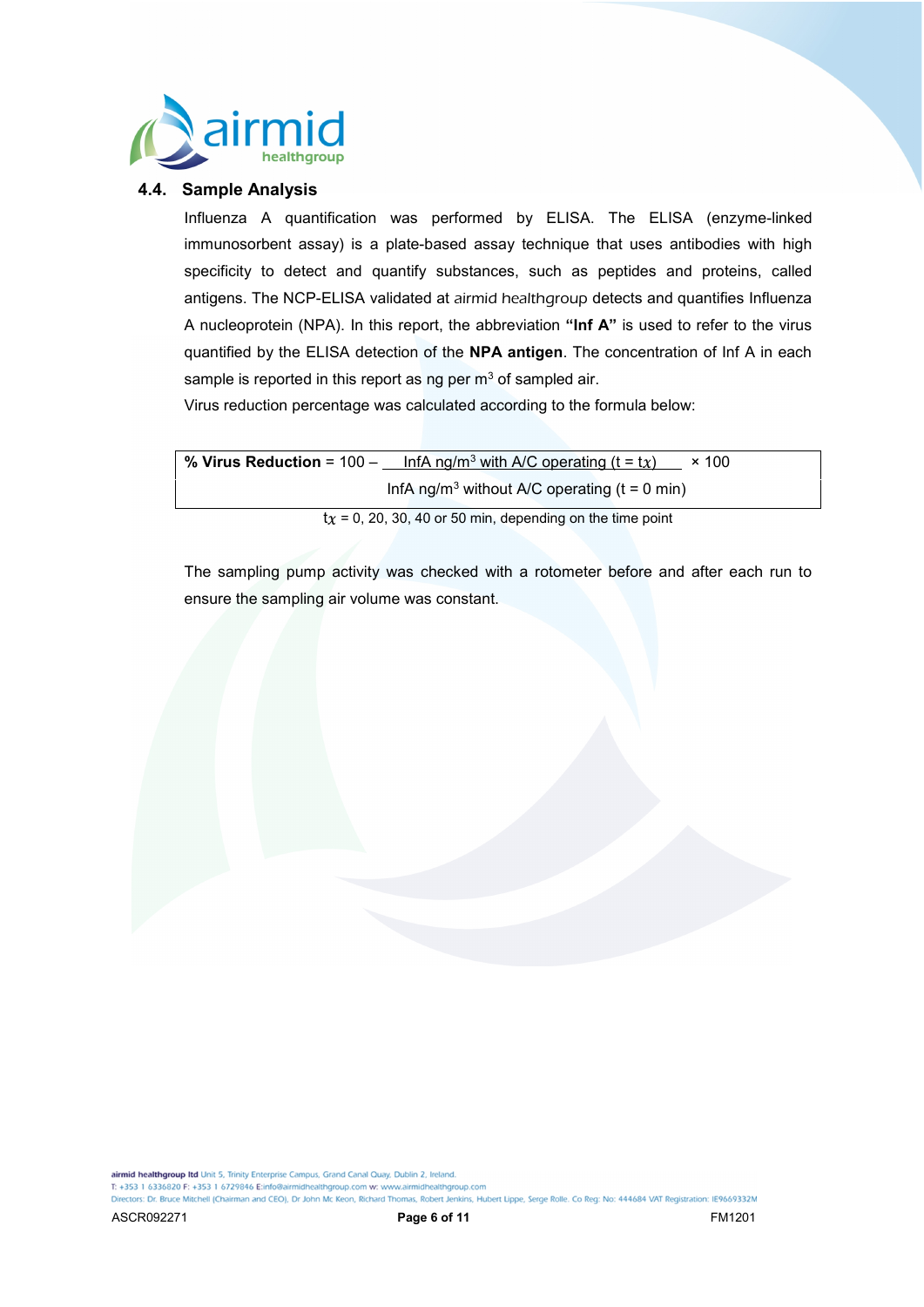### 4.4. Sample Analysis

Influenza A quantification was performed by ELISA. The ELISA (enzyme-linked immunosorbent assay) is a plate-based assay technique that uses antibodies with high specificity to detect and quantify substances, such as peptides and proteins, called antigens. The NCP-ELISA validated at airmid healthgroup detects and quantifies Influenza A nucleoprotein (NPA). In this report, the abbreviation **"Inf A"** is used to refer to the virus quantified by the ELISA detection of the **NPA antigen**. The concentration of Inf A in each sample is reported in this report as ng per m$^3$ of sampled air.

Virus reduction percentage was calculated according to the formula below:

$$\textbf{\% Virus Reduction} = 100 - \frac{\text{InfA ng/m}^3 \text{ with A/C operating } (t = t_{\chi})}{\text{InfA ng/m}^3 \text{ without A/C operating } (t = 0 \text{ min})} \times 100$$

$t_{\chi}$ = 0, 20, 30, 40 or 50 min, depending on the time point

The sampling pump activity was checked with a rotometer before and after each run to ensure the sampling air volume was constant.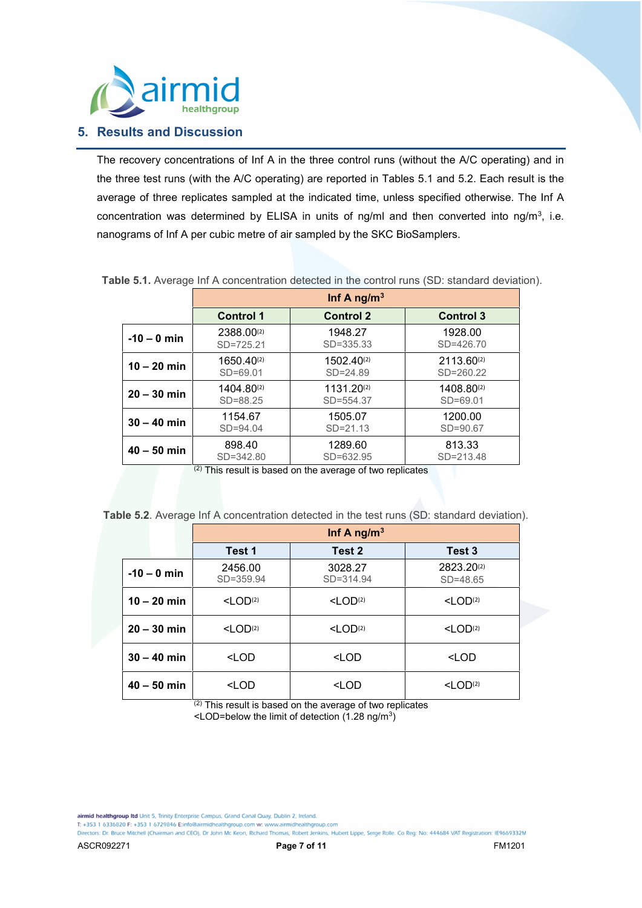## 5. Results and Discussion

The recovery concentrations of Inf A in the three control runs (without the A/C operating) and in the three test runs (with the A/C operating) are reported in Tables 5.1 and 5.2. Each result is the average of three replicates sampled at the indicated time, unless specified otherwise. The Inf A concentration was determined by ELISA in units of ng/ml and then converted into ng/m$^3$, i.e. nanograms of Inf A per cubic metre of air sampled by the SKC BioSamplers.

**Table 5.1.** Average Inf A concentration detected in the control runs (SD: standard deviation).

| | Inf A ng/m$^3$ | | |
|---|---|---|---|
| | **Control 1** | **Control 2** | **Control 3** |
| **-10 – 0 min** | 2388.00[(2)] SD=725.21 | 1948.27 SD=335.33 | 1928.00 SD=426.70 |
| **10 – 20 min** | 1650.40[(2)] SD=69.01 | 1502.40[(2)] SD=24.89 | 2113.60[(2)] SD=260.22 |
| **20 – 30 min** | 1404.80[(2)] SD=88.25 | 1131.20[(2)] SD=554.37 | 1408.80[(2)] SD=69.01 |
| **30 – 40 min** | 1154.67 SD=94.04 | 1505.07 SD=21.13 | 1200.00 SD=90.67 |
| **40 – 50 min** | 898.40 SD=342.80 | 1289.60 SD=632.95 | 813.33 SD=213.48 |

[(2)] This result is based on the average of two replicates

**Table 5.2**. Average Inf A concentration detected in the test runs (SD: standard deviation).

| | Inf A ng/m$^3$ | | |
|---|---|---|---|
| | **Test 1** | **Test 2** | **Test 3** |
| **-10 – 0 min** | 2456.00 SD=359.94 | 3028.27 SD=314.94 | 2823.20[(2)] SD=48.65 |
| **10 – 20 min** | <LOD[(2)] | <LOD[(2)] | <LOD[(2)] |
| **20 – 30 min** | <LOD[(2)] | <LOD[(2)] | <LOD[(2)] |
| **30 – 40 min** | <LOD | <LOD | <LOD |
| **40 – 50 min** | <LOD | <LOD | <LOD[(2)] |

[(2)] This result is based on the average of two replicates
<LOD=below the limit of detection (1.28 ng/m$^3$)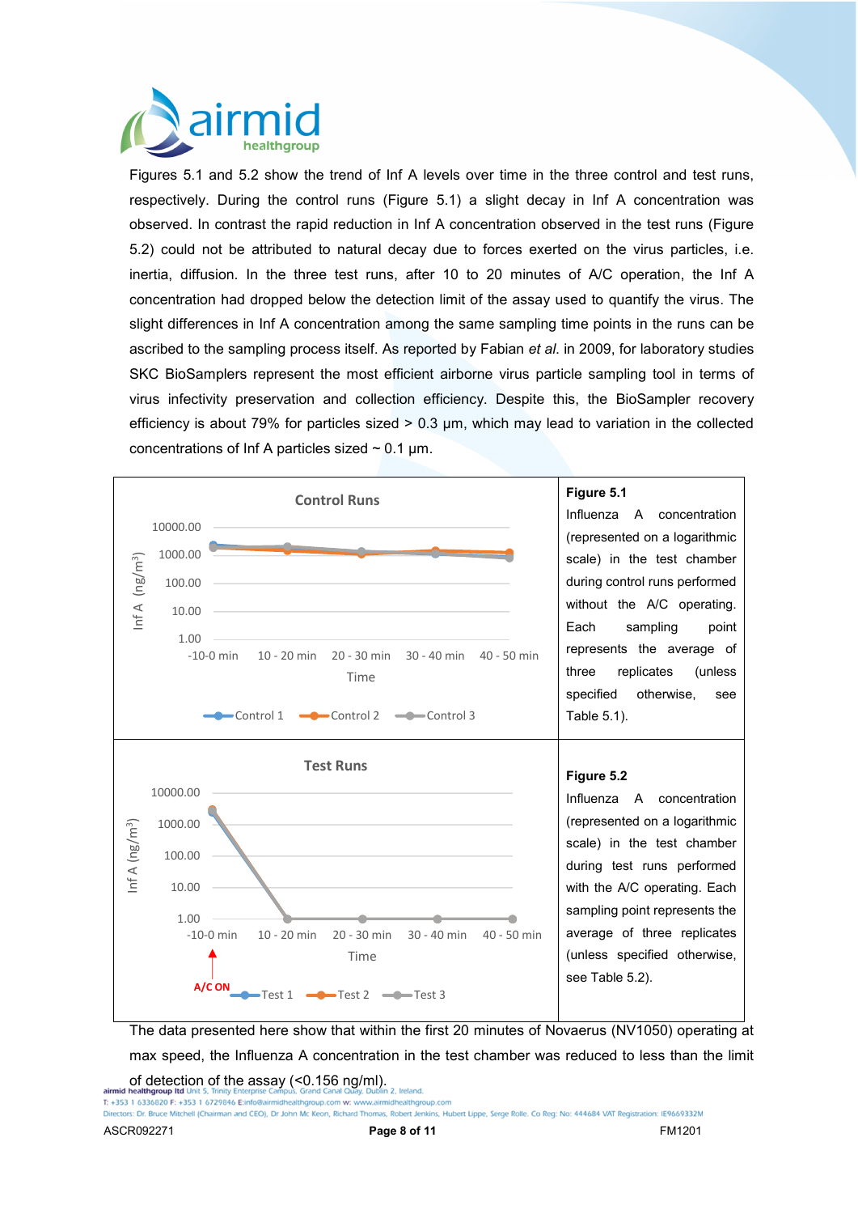Figures 5.1 and 5.2 show the trend of Inf A levels over time in the three control and test runs, respectively. During the control runs (Figure 5.1) a slight decay in Inf A concentration was observed. In contrast the rapid reduction in Inf A concentration observed in the test runs (Figure 5.2) could not be attributed to natural decay due to forces exerted on the virus particles, i.e. inertia, diffusion. In the three test runs, after 10 to 20 minutes of A/C operation, the Inf A concentration had dropped below the detection limit of the assay used to quantify the virus. The slight differences in Inf A concentration among the same sampling time points in the runs can be ascribed to the sampling process itself. As reported by Fabian *et al.* in 2009, for laboratory studies SKC BioSamplers represent the most efficient airborne virus particle sampling tool in terms of virus infectivity preservation and collection efficiency. Despite this, the BioSampler recovery efficiency is about 79% for particles sized > 0.3 µm, which may lead to variation in the collected concentrations of Inf A particles sized ~ 0.1 µm.

**Figure 5.1**
Influenza A concentration (represented on a logarithmic scale) in the test chamber during control runs performed without the A/C operating. Each sampling point represents the average of three replicates (unless specified otherwise, see Table 5.1).

**Figure 5.2**
Influenza A concentration (represented on a logarithmic scale) in the test chamber during test runs performed with the A/C operating. Each sampling point represents the average of three replicates (unless specified otherwise, see Table 5.2).

The data presented here show that within the first 20 minutes of Novaerus (NV1050) operating at max speed, the Influenza A concentration in the test chamber was reduced to less than the limit of detection of the assay (<0.156 ng/ml).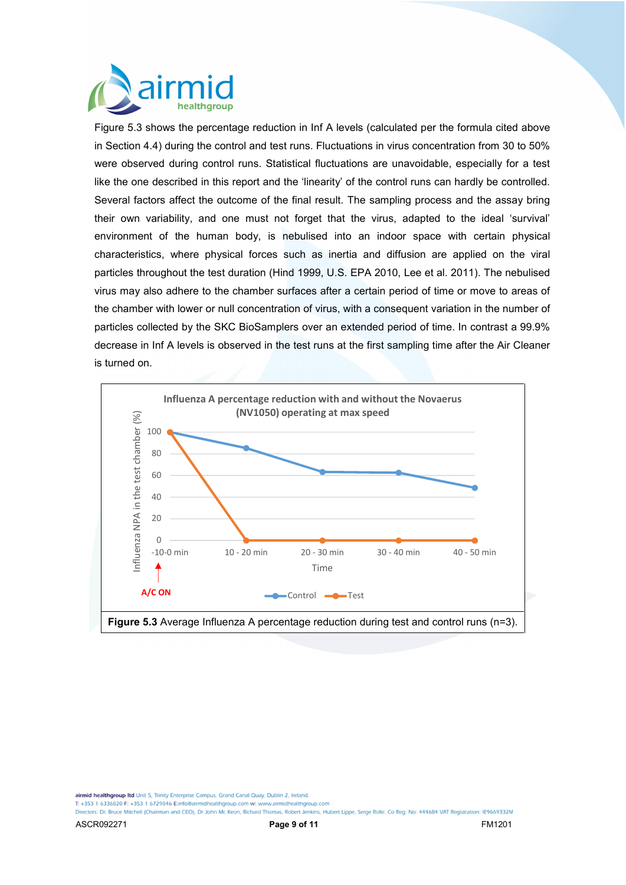Figure 5.3 shows the percentage reduction in Inf A levels (calculated per the formula cited above in Section 4.4) during the control and test runs. Fluctuations in virus concentration from 30 to 50% were observed during control runs. Statistical fluctuations are unavoidable, especially for a test like the one described in this report and the 'linearity' of the control runs can hardly be controlled. Several factors affect the outcome of the final result. The sampling process and the assay bring their own variability, and one must not forget that the virus, adapted to the ideal 'survival' environment of the human body, is nebulised into an indoor space with certain physical characteristics, where physical forces such as inertia and diffusion are applied on the viral particles throughout the test duration (Hind 1999, U.S. EPA 2010, Lee et al. 2011). The nebulised virus may also adhere to the chamber surfaces after a certain period of time or move to areas of the chamber with lower or null concentration of virus, with a consequent variation in the number of particles collected by the SKC BioSamplers over an extended period of time. In contrast a 99.9% decrease in Inf A levels is observed in the test runs at the first sampling time after the Air Cleaner is turned on.

**Figure 5.3** Average Influenza A percentage reduction during test and control runs (n=3).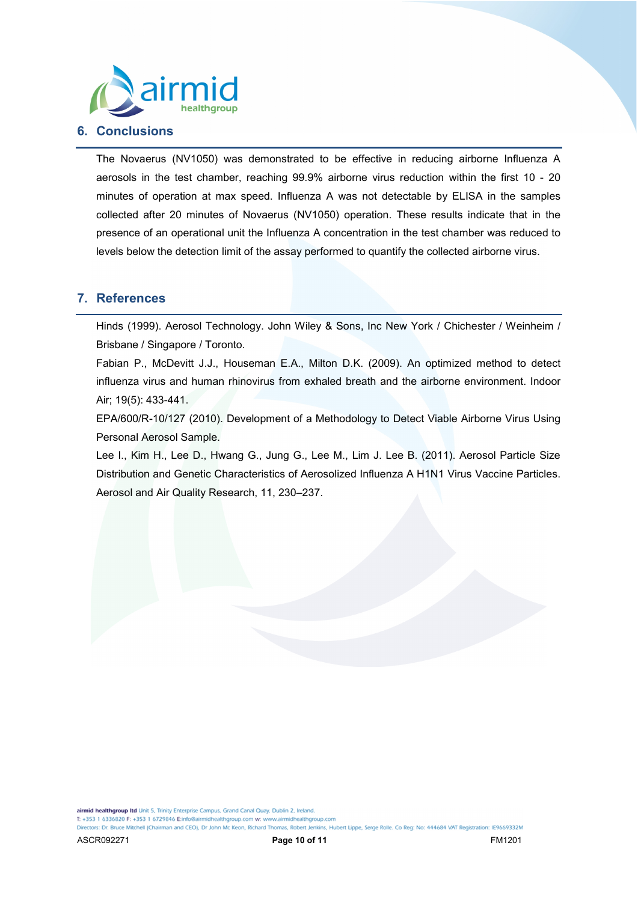## 6. Conclusions

The Novaerus (NV1050) was demonstrated to be effective in reducing airborne Influenza A aerosols in the test chamber, reaching 99.9% airborne virus reduction within the first 10 - 20 minutes of operation at max speed. Influenza A was not detectable by ELISA in the samples collected after 20 minutes of Novaerus (NV1050) operation. These results indicate that in the presence of an operational unit the Influenza A concentration in the test chamber was reduced to levels below the detection limit of the assay performed to quantify the collected airborne virus.

## 7. References

Hinds (1999). Aerosol Technology. John Wiley & Sons, Inc New York / Chichester / Weinheim / Brisbane / Singapore / Toronto.

Fabian P., McDevitt J.J., Houseman E.A., Milton D.K. (2009). An optimized method to detect influenza virus and human rhinovirus from exhaled breath and the airborne environment. Indoor Air; 19(5): 433-441.

EPA/600/R-10/127 (2010). Development of a Methodology to Detect Viable Airborne Virus Using Personal Aerosol Sample.

Lee I., Kim H., Lee D., Hwang G., Jung G., Lee M., Lim J. Lee B. (2011). Aerosol Particle Size Distribution and Genetic Characteristics of Aerosolized Influenza A H1N1 Virus Vaccine Particles. Aerosol and Air Quality Research, 11, 230–237.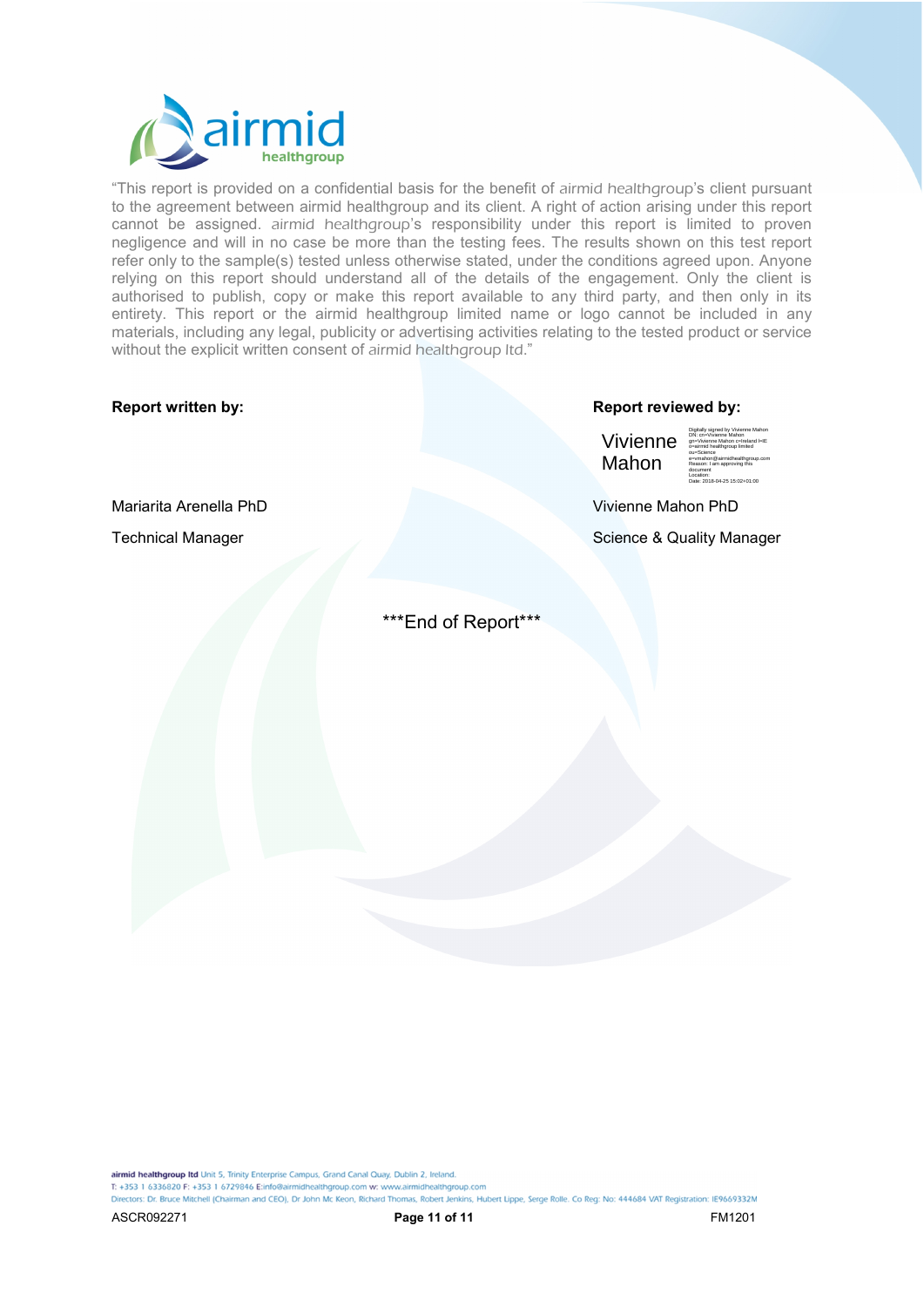"This report is provided on a confidential basis for the benefit of airmid healthgroup's client pursuant to the agreement between airmid healthgroup and its client. A right of action arising under this report cannot be assigned. airmid healthgroup's responsibility under this report is limited to proven negligence and will in no case be more than the testing fees. The results shown on this test report refer only to the sample(s) tested unless otherwise stated, under the conditions agreed upon. Anyone relying on this report should understand all of the details of the engagement. Only the client is authorised to publish, copy or make this report available to any third party, and then only in its entirety. This report or the airmid healthgroup limited name or logo cannot be included in any materials, including any legal, publicity or advertising activities relating to the tested product or service without the explicit written consent of airmid healthgroup ltd."

**Report written by:**

Mariarita Arenella PhD

Technical Manager

**Report reviewed by:**

Vivienne Mahon

Digitally signed by Vivienne Mahon
DN: cn=Vivienne Mahon gn=Vivienne Mahon c=Ireland l=IE o=airmid healthgroup limited ou=Science e=vmahon@airmidhealthgroup.com
Reason: I am approving this document
Location:
Date: 2018-04-25 15:02+01:00

Vivienne Mahon PhD

Science & Quality Manager

***End of Report***

**airmid healthgroup ltd** Unit 5, Trinity Enterprise Campus, Grand Canal Quay, Dublin 2, Ireland.
T: +353 1 6336820 F: +353 1 6729846 E:info@airmidhealthgroup.com w: www.airmidhealthgroup.com
Directors: Dr. Bruce Mitchell (Chairman and CEO), Dr John Mc Keon, Richard Thomas, Robert Jenkins, Hubert Lippe, Serge Rolle. Co Reg: No: 444684 VAT Registration: IE9669332M

ASCR092271 FM1201